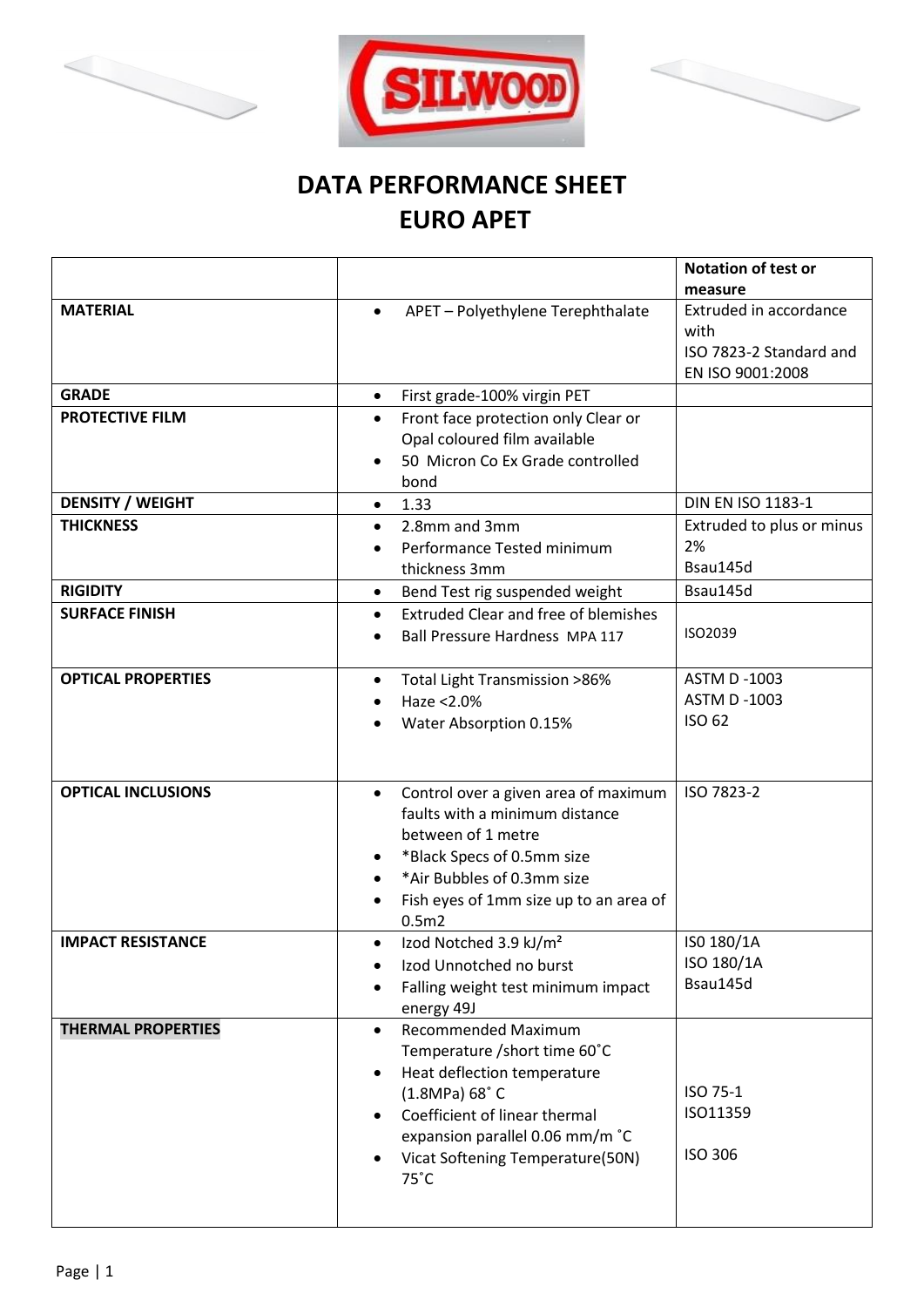# DATA PERFORMANCE SHEET
# EURO APET

| | | Notation of test or measure |
|---|---|---|
| **MATERIAL** | • APET – Polyethylene Terephthalate | Extruded in accordance with ISO 7823-2 Standard and EN ISO 9001:2008 |
| **GRADE** | • First grade-100% virgin PET | |
| **PROTECTIVE FILM** | • Front face protection only Clear or Opal coloured film available<br>• 50 Micron Co Ex Grade controlled bond | |
| **DENSITY / WEIGHT** | • 1.33 | DIN EN ISO 1183-1 |
| **THICKNESS** | • 2.8mm and 3mm<br>• Performance Tested minimum thickness 3mm | Extruded to plus or minus 2%<br>Bsau145d |
| **RIGIDITY** | • Bend Test rig suspended weight | Bsau145d |
| **SURFACE FINISH** | • Extruded Clear and free of blemishes<br>• Ball Pressure Hardness MPA 117 | ISO2039 |
| **OPTICAL PROPERTIES** | • Total Light Transmission >86%<br>• Haze <2.0%<br>• Water Absorption 0.15% | ASTM D -1003<br>ASTM D -1003<br>ISO 62 |
| **OPTICAL INCLUSIONS** | • Control over a given area of maximum faults with a minimum distance between of 1 metre<br>• *Black Specs of 0.5mm size<br>• *Air Bubbles of 0.3mm size<br>• Fish eyes of 1mm size up to an area of 0.5m2 | ISO 7823-2 |
| **IMPACT RESISTANCE** | • Izod Notched 3.9 kJ/m²<br>• Izod Unnotched no burst<br>• Falling weight test minimum impact energy 49J | ISO 180/1A<br>ISO 180/1A<br>Bsau145d |
| **THERMAL PROPERTIES** | • Recommended Maximum Temperature /short time 60˚C<br>• Heat deflection temperature (1.8MPa) 68˚ C<br>• Coefficient of linear thermal expansion parallel 0.06 mm/m ˚C<br>• Vicat Softening Temperature(50N) 75˚C | ISO 75-1<br>ISO11359<br>ISO 306 |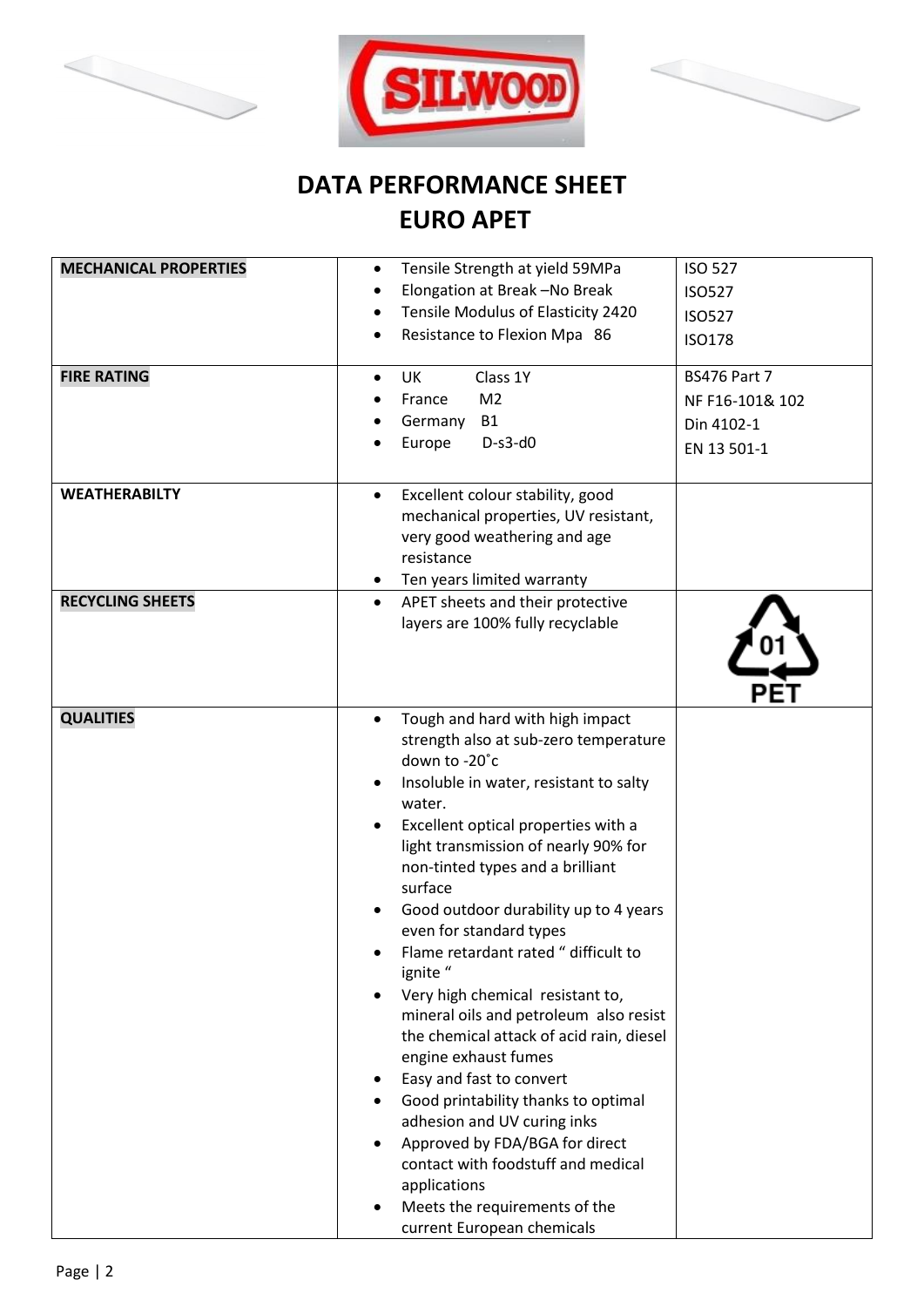# DATA PERFORMANCE SHEET
# EURO APET

| | | |
|---|---|---|
| **MECHANICAL PROPERTIES** | • Tensile Strength at yield 59MPa<br>• Elongation at Break –No Break<br>• Tensile Modulus of Elasticity 2420<br>• Resistance to Flexion Mpa 86 | ISO 527<br>ISO527<br>ISO527<br>ISO178 |
| **FIRE RATING** | • UK Class 1Y<br>• France M2<br>• Germany B1<br>• Europe D-s3-d0 | BS476 Part 7<br>NF F16-101& 102<br>Din 4102-1<br>EN 13 501-1 |
| **WEATHERABILTY** | • Excellent colour stability, good mechanical properties, UV resistant, very good weathering and age resistance<br>• Ten years limited warranty | |
| **RECYCLING SHEETS** | • APET sheets and their protective layers are 100% fully recyclable | 01 PET |
| **QUALITIES** | • Tough and hard with high impact strength also at sub-zero temperature down to -20˚c<br>• Insoluble in water, resistant to salty water.<br>• Excellent optical properties with a light transmission of nearly 90% for non-tinted types and a brilliant surface<br>• Good outdoor durability up to 4 years even for standard types<br>• Flame retardant rated " difficult to ignite "<br>• Very high chemical resistant to, mineral oils and petroleum also resist the chemical attack of acid rain, diesel engine exhaust fumes<br>• Easy and fast to convert<br>• Good printability thanks to optimal adhesion and UV curing inks<br>• Approved by FDA/BGA for direct contact with foodstuff and medical applications<br>• Meets the requirements of the current European chemicals | |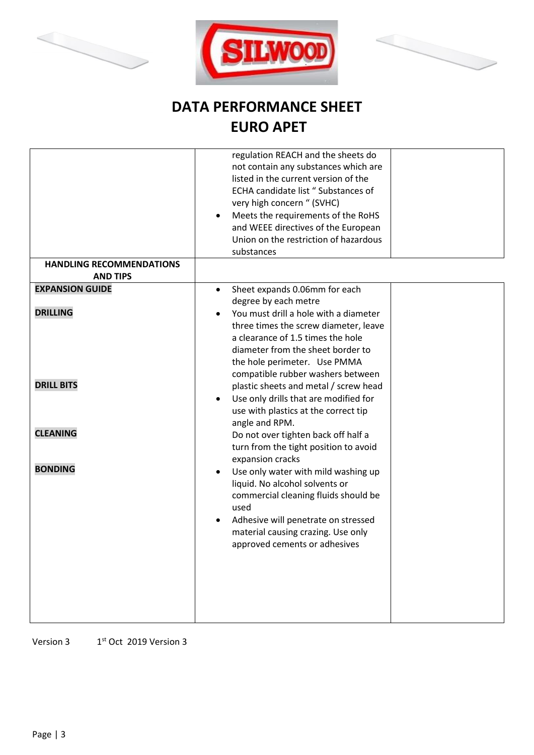# DATA PERFORMANCE SHEET
# EURO APET

| | | |
|---|---|---|
| | regulation REACH and the sheets do not contain any substances which are listed in the current version of the ECHA candidate list " Substances of very high concern " (SVHC)<br>• Meets the requirements of the RoHS and WEEE directives of the European Union on the restriction of hazardous substances | |
| **HANDLING RECOMMENDATIONS AND TIPS** | | |
| **EXPANSION GUIDE**<br><br>**DRILLING**<br><br>**DRILL BITS**<br><br>**CLEANING**<br><br>**BONDING** | • Sheet expands 0.06mm for each degree by each metre<br>• You must drill a hole with a diameter three times the screw diameter, leave a clearance of 1.5 times the hole diameter from the sheet border to the hole perimeter. Use PMMA compatible rubber washers between plastic sheets and metal / screw head<br>• Use only drills that are modified for use with plastics at the correct tip angle and RPM.<br>Do not over tighten back off half a turn from the tight position to avoid expansion cracks<br>• Use only water with mild washing up liquid. No alcohol solvents or commercial cleaning fluids should be used<br>• Adhesive will penetrate on stressed material causing crazing. Use only approved cements or adhesives | |

Version 3 1st Oct 2019 Version 3